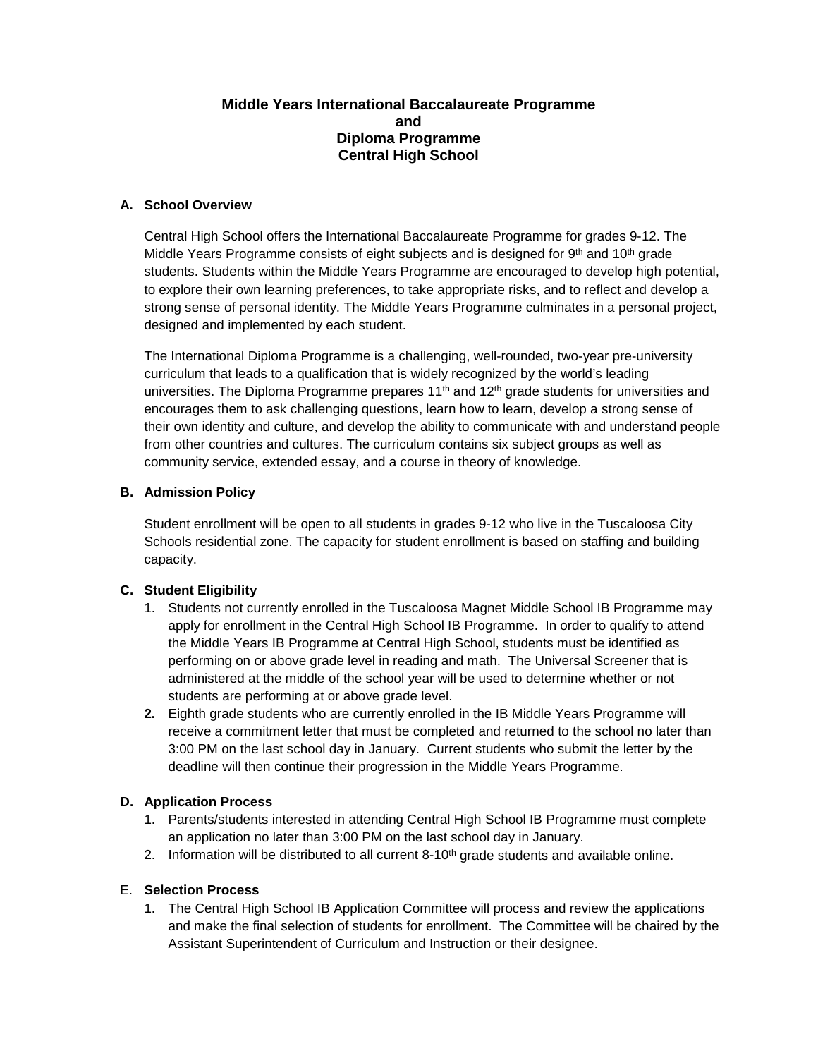# Middle Years International Baccalaureate Programme
# and
# Diploma Programme
# Central High School

## A. School Overview

Central High School offers the International Baccalaureate Programme for grades 9-12. The Middle Years Programme consists of eight subjects and is designed for 9th and 10th grade students. Students within the Middle Years Programme are encouraged to develop high potential, to explore their own learning preferences, to take appropriate risks, and to reflect and develop a strong sense of personal identity. The Middle Years Programme culminates in a personal project, designed and implemented by each student.

The International Diploma Programme is a challenging, well-rounded, two-year pre-university curriculum that leads to a qualification that is widely recognized by the world's leading universities. The Diploma Programme prepares 11th and 12th grade students for universities and encourages them to ask challenging questions, learn how to learn, develop a strong sense of their own identity and culture, and develop the ability to communicate with and understand people from other countries and cultures. The curriculum contains six subject groups as well as community service, extended essay, and a course in theory of knowledge.

## B. Admission Policy

Student enrollment will be open to all students in grades 9-12 who live in the Tuscaloosa City Schools residential zone. The capacity for student enrollment is based on staffing and building capacity.

## C. Student Eligibility

1. Students not currently enrolled in the Tuscaloosa Magnet Middle School IB Programme may apply for enrollment in the Central High School IB Programme. In order to qualify to attend the Middle Years IB Programme at Central High School, students must be identified as performing on or above grade level in reading and math. The Universal Screener that is administered at the middle of the school year will be used to determine whether or not students are performing at or above grade level.
2. Eighth grade students who are currently enrolled in the IB Middle Years Programme will receive a commitment letter that must be completed and returned to the school no later than 3:00 PM on the last school day in January. Current students who submit the letter by the deadline will then continue their progression in the Middle Years Programme.

## D. Application Process

1. Parents/students interested in attending Central High School IB Programme must complete an application no later than 3:00 PM on the last school day in January.
2. Information will be distributed to all current 8-10th grade students and available online.

## E. Selection Process

1. The Central High School IB Application Committee will process and review the applications and make the final selection of students for enrollment. The Committee will be chaired by the Assistant Superintendent of Curriculum and Instruction or their designee.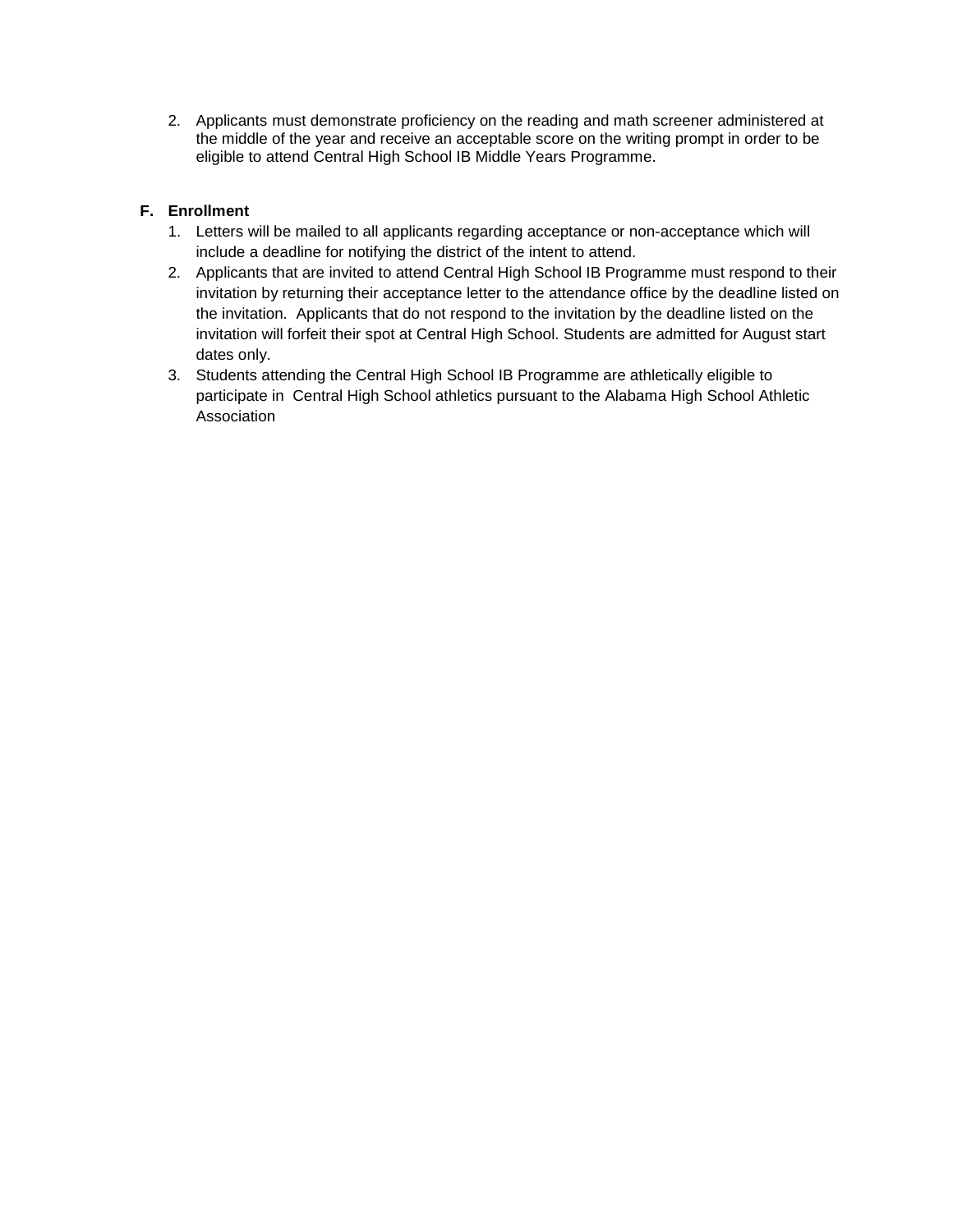2. Applicants must demonstrate proficiency on the reading and math screener administered at the middle of the year and receive an acceptable score on the writing prompt in order to be eligible to attend Central High School IB Middle Years Programme.

**F. Enrollment**

1. Letters will be mailed to all applicants regarding acceptance or non-acceptance which will include a deadline for notifying the district of the intent to attend.
2. Applicants that are invited to attend Central High School IB Programme must respond to their invitation by returning their acceptance letter to the attendance office by the deadline listed on the invitation. Applicants that do not respond to the invitation by the deadline listed on the invitation will forfeit their spot at Central High School. Students are admitted for August start dates only.
3. Students attending the Central High School IB Programme are athletically eligible to participate in Central High School athletics pursuant to the Alabama High School Athletic Association